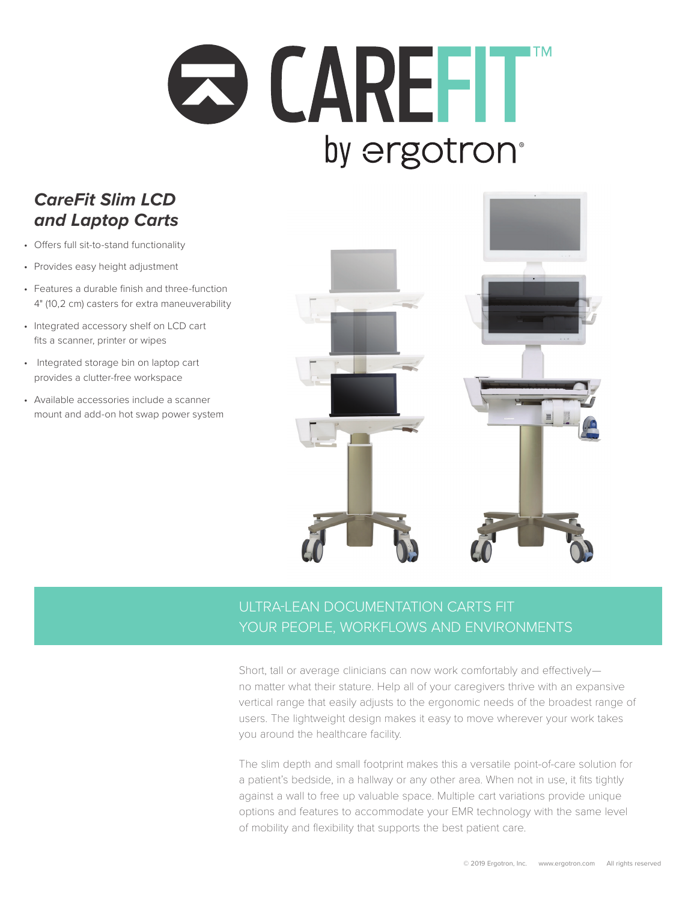# CAREFIT™ by ergotron®

## *CareFit Slim LCD and Laptop Carts*

- Offers full sit-to-stand functionality
- Provides easy height adjustment
- Features a durable finish and three-function 4" (10,2 cm) casters for extra maneuverability
- Integrated accessory shelf on LCD cart fits a scanner, printer or wipes
- Integrated storage bin on laptop cart provides a clutter-free workspace
- Available accessories include a scanner mount and add-on hot swap power system

## ULTRA-LEAN DOCUMENTATION CARTS FIT YOUR PEOPLE, WORKFLOWS AND ENVIRONMENTS

Short, tall or average clinicians can now work comfortably and effectively—no matter what their stature. Help all of your caregivers thrive with an expansive vertical range that easily adjusts to the ergonomic needs of the broadest range of users. The lightweight design makes it easy to move wherever your work takes you around the healthcare facility.

The slim depth and small footprint makes this a versatile point-of-care solution for a patient's bedside, in a hallway or any other area. When not in use, it fits tightly against a wall to free up valuable space. Multiple cart variations provide unique options and features to accommodate your EMR technology with the same level of mobility and flexibility that supports the best patient care.

© 2019 Ergotron, Inc. www.ergotron.com All rights reserved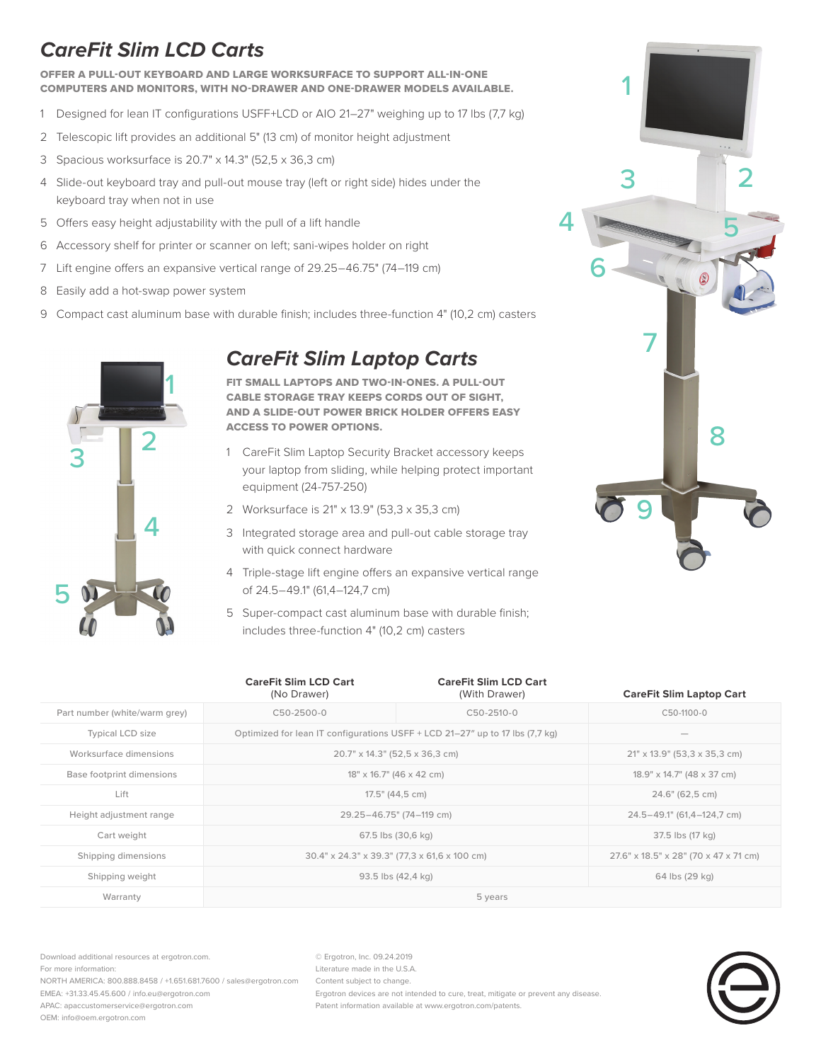## *CareFit Slim LCD Carts*

**OFFER A PULL-OUT KEYBOARD AND LARGE WORKSURFACE TO SUPPORT ALL-IN-ONE COMPUTERS AND MONITORS, WITH NO-DRAWER AND ONE-DRAWER MODELS AVAILABLE.**

1. Designed for lean IT configurations USFF+LCD or AIO 21–27" weighing up to 17 lbs (7,7 kg)
2. Telescopic lift provides an additional 5" (13 cm) of monitor height adjustment
3. Spacious worksurface is 20.7" x 14.3" (52,5 x 36,3 cm)
4. Slide-out keyboard tray and pull-out mouse tray (left or right side) hides under the keyboard tray when not in use
5. Offers easy height adjustability with the pull of a lift handle
6. Accessory shelf for printer or scanner on left; sani-wipes holder on right
7. Lift engine offers an expansive vertical range of 29.25–46.75" (74–119 cm)
8. Easily add a hot-swap power system
9. Compact cast aluminum base with durable finish; includes three-function 4" (10,2 cm) casters

## *CareFit Slim Laptop Carts*

**FIT SMALL LAPTOPS AND TWO-IN-ONES. A PULL-OUT CABLE STORAGE TRAY KEEPS CORDS OUT OF SIGHT, AND A SLIDE-OUT POWER BRICK HOLDER OFFERS EASY ACCESS TO POWER OPTIONS.**

1. CareFit Slim Laptop Security Bracket accessory keeps your laptop from sliding, while helping protect important equipment (24-757-250)
2. Worksurface is 21" x 13.9" (53,3 x 35,3 cm)
3. Integrated storage area and pull-out cable storage tray with quick connect hardware
4. Triple-stage lift engine offers an expansive vertical range of 24.5–49.1" (61,4–124,7 cm)
5. Super-compact cast aluminum base with durable finish; includes three-function 4" (10,2 cm) casters

| | **CareFit Slim LCD Cart** (No Drawer) | **CareFit Slim LCD Cart** (With Drawer) | **CareFit Slim Laptop Cart** |
|---|---|---|---|
| Part number (white/warm grey) | C50-2500-0 | C50-2510-0 | C50-1100-0 |
| Typical LCD size | Optimized for lean IT configurations USFF + LCD 21–27" up to 17 lbs (7,7 kg) | | — |
| Worksurface dimensions | 20.7" x 14.3" (52,5 x 36,3 cm) | | 21" x 13.9" (53,3 x 35,3 cm) |
| Base footprint dimensions | 18" x 16.7" (46 x 42 cm) | | 18.9" x 14.7" (48 x 37 cm) |
| Lift | 17.5" (44,5 cm) | | 24.6" (62,5 cm) |
| Height adjustment range | 29.25–46.75" (74–119 cm) | | 24.5–49.1" (61,4–124,7 cm) |
| Cart weight | 67.5 lbs (30,6 kg) | | 37.5 lbs (17 kg) |
| Shipping dimensions | 30.4" x 24.3" x 39.3" (77,3 x 61,6 x 100 cm) | | 27.6" x 18.5" x 28" (70 x 47 x 71 cm) |
| Shipping weight | 93.5 lbs (42,4 kg) | | 64 lbs (29 kg) |
| Warranty | 5 years | | |

Download additional resources at ergotron.com.
For more information:
NORTH AMERICA: 800.888.8458 / +1.651.681.7600 / sales@ergotron.com
EMEA: +31.33.45.45.600 / info.eu@ergotron.com
APAC: apaccustomerservice@ergotron.com
OEM: info@oem.ergotron.com

© Ergotron, Inc. 09.24.2019
Literature made in the U.S.A.
Content subject to change.
Ergotron devices are not intended to cure, treat, mitigate or prevent any disease.
Patent information available at www.ergotron.com/patents.